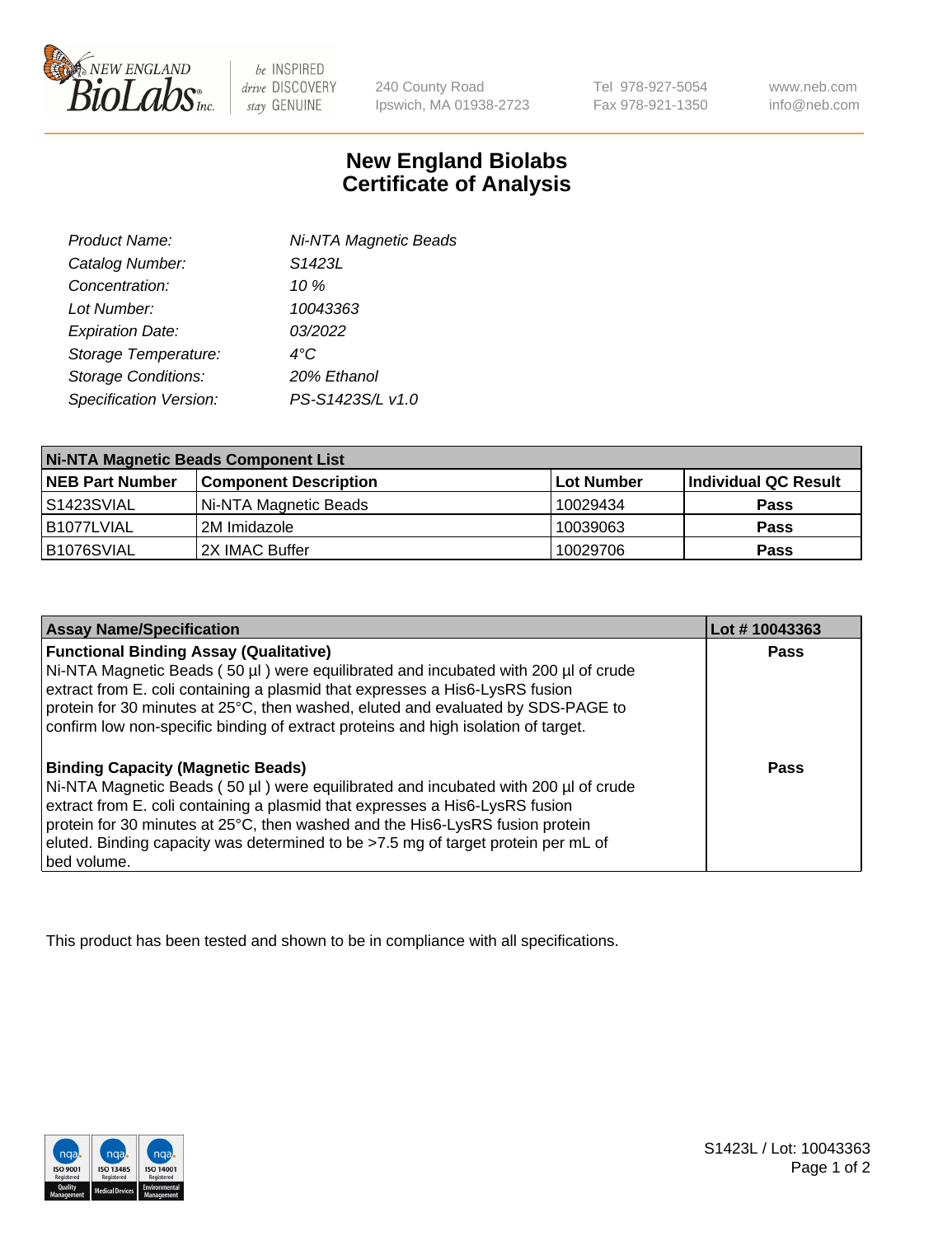# New England Biolabs Certificate of Analysis

| | |
|---|---|
| *Product Name:* | *Ni-NTA Magnetic Beads* |
| *Catalog Number:* | *S1423L* |
| *Concentration:* | *10 %* |
| *Lot Number:* | *10043363* |
| *Expiration Date:* | *03/2022* |
| *Storage Temperature:* | *4°C* |
| *Storage Conditions:* | *20% Ethanol* |
| *Specification Version:* | *PS-S1423S/L v1.0* |

| Ni-NTA Magnetic Beads Component List | | | |
|---|---|---|---|
| **NEB Part Number** | **Component Description** | **Lot Number** | **Individual QC Result** |
| S1423SVIAL | Ni-NTA Magnetic Beads | 10029434 | **Pass** |
| B1077LVIAL | 2M Imidazole | 10039063 | **Pass** |
| B1076SVIAL | 2X IMAC Buffer | 10029706 | **Pass** |

| Assay Name/Specification | Lot # 10043363 |
|---|---|
| **Functional Binding Assay (Qualitative)** Ni-NTA Magnetic Beads ( 50 µl ) were equilibrated and incubated with 200 µl of crude extract from E. coli containing a plasmid that expresses a His6-LysRS fusion protein for 30 minutes at 25°C, then washed, eluted and evaluated by SDS-PAGE to confirm low non-specific binding of extract proteins and high isolation of target. | **Pass** |
| **Binding Capacity (Magnetic Beads)** Ni-NTA Magnetic Beads ( 50 µl ) were equilibrated and incubated with 200 µl of crude extract from E. coli containing a plasmid that expresses a His6-LysRS fusion protein for 30 minutes at 25°C, then washed and the His6-LysRS fusion protein eluted. Binding capacity was determined to be >7.5 mg of target protein per mL of bed volume. | **Pass** |

This product has been tested and shown to be in compliance with all specifications.

S1423L / Lot: 10043363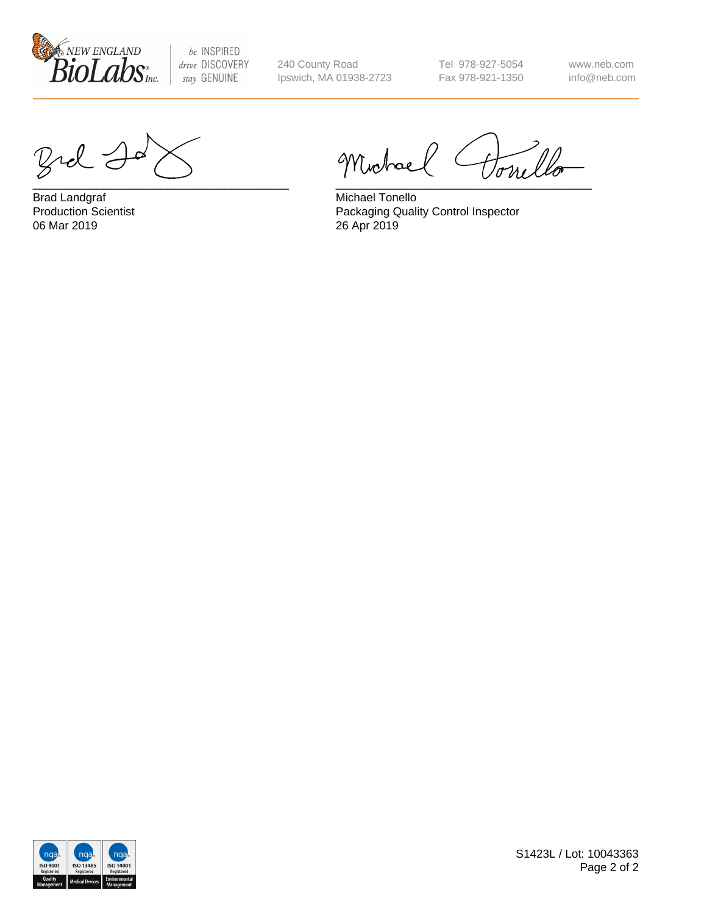Brad Landgraf
Production Scientist
06 Mar 2019

Michael Tonello
Packaging Quality Control Inspector
26 Apr 2019

S1423L / Lot: 10043363